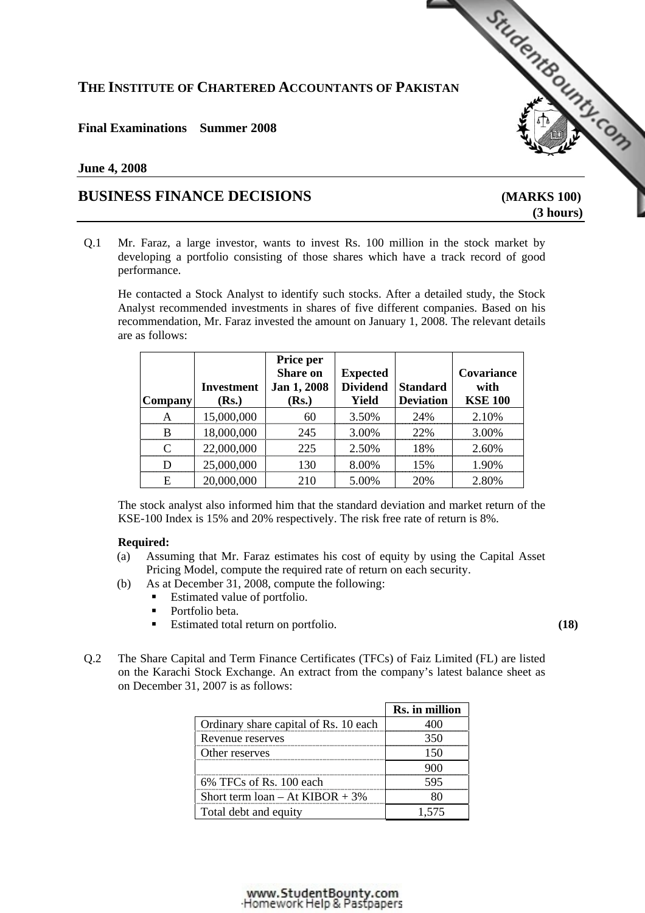# THE INSTITUTE OF CHARTERED ACCOUNTANTS OF PAKISTAN

**Final Examinations Summer 2008**

**June 4, 2008**

## BUSINESS FINANCE DECISIONS

**(MARKS 100)**
**(3 hours)**

Q.1 Mr. Faraz, a large investor, wants to invest Rs. 100 million in the stock market by developing a portfolio consisting of those shares which have a track record of good performance.

He contacted a Stock Analyst to identify such stocks. After a detailed study, the Stock Analyst recommended investments in shares of five different companies. Based on his recommendation, Mr. Faraz invested the amount on January 1, 2008. The relevant details are as follows:

| Company | Investment (Rs.) | Price per Share on Jan 1, 2008 (Rs.) | Expected Dividend Yield | Standard Deviation | Covariance with KSE 100 |
|---|---|---|---|---|---|
| A | 15,000,000 | 60 | 3.50% | 24% | 2.10% |
| B | 18,000,000 | 245 | 3.00% | 22% | 3.00% |
| C | 22,000,000 | 225 | 2.50% | 18% | 2.60% |
| D | 25,000,000 | 130 | 8.00% | 15% | 1.90% |
| E | 20,000,000 | 210 | 5.00% | 20% | 2.80% |

The stock analyst also informed him that the standard deviation and market return of the KSE-100 Index is 15% and 20% respectively. The risk free rate of return is 8%.

**Required:**

(a) Assuming that Mr. Faraz estimates his cost of equity by using the Capital Asset Pricing Model, compute the required rate of return on each security.

(b) As at December 31, 2008, compute the following:

- Estimated value of portfolio.
- Portfolio beta.
- Estimated total return on portfolio. **(18)**

Q.2 The Share Capital and Term Finance Certificates (TFCs) of Faiz Limited (FL) are listed on the Karachi Stock Exchange. An extract from the company's latest balance sheet as on December 31, 2007 is as follows:

| | Rs. in million |
|---|---|
| Ordinary share capital of Rs. 10 each | 400 |
| Revenue reserves | 350 |
| Other reserves | 150 |
| | 900 |
| 6% TFCs of Rs. 100 each | 595 |
| Short term loan – At KIBOR + 3% | 80 |
| Total debt and equity | 1,575 |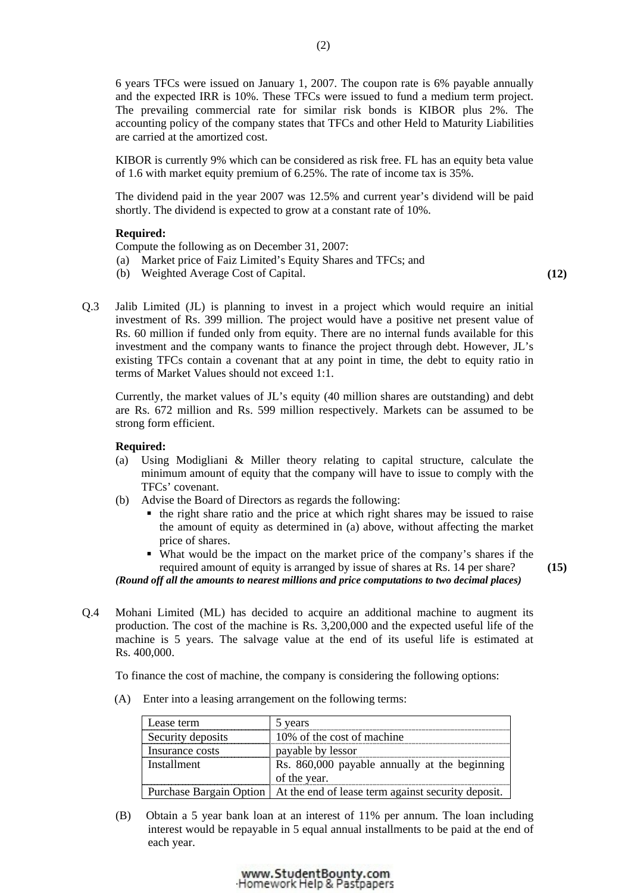6 years TFCs were issued on January 1, 2007. The coupon rate is 6% payable annually and the expected IRR is 10%. These TFCs were issued to fund a medium term project. The prevailing commercial rate for similar risk bonds is KIBOR plus 2%. The accounting policy of the company states that TFCs and other Held to Maturity Liabilities are carried at the amortized cost.

KIBOR is currently 9% which can be considered as risk free. FL has an equity beta value of 1.6 with market equity premium of 6.25%. The rate of income tax is 35%.

The dividend paid in the year 2007 was 12.5% and current year's dividend will be paid shortly. The dividend is expected to grow at a constant rate of 10%.

**Required:**
Compute the following as on December 31, 2007:

(a) Market price of Faiz Limited's Equity Shares and TFCs; and
(b) Weighted Average Cost of Capital. **(12)**

Q.3 Jalib Limited (JL) is planning to invest in a project which would require an initial investment of Rs. 399 million. The project would have a positive net present value of Rs. 60 million if funded only from equity. There are no internal funds available for this investment and the company wants to finance the project through debt. However, JL's existing TFCs contain a covenant that at any point in time, the debt to equity ratio in terms of Market Values should not exceed 1:1.

Currently, the market values of JL's equity (40 million shares are outstanding) and debt are Rs. 672 million and Rs. 599 million respectively. Markets can be assumed to be strong form efficient.

**Required:**

(a) Using Modigliani & Miller theory relating to capital structure, calculate the minimum amount of equity that the company will have to issue to comply with the TFCs' covenant.
(b) Advise the Board of Directors as regards the following:
   - the right share ratio and the price at which right shares may be issued to raise the amount of equity as determined in (a) above, without affecting the market price of shares.
   - What would be the impact on the market price of the company's shares if the required amount of equity is arranged by issue of shares at Rs. 14 per share? **(15)**

***(Round off all the amounts to nearest millions and price computations to two decimal places)***

Q.4 Mohani Limited (ML) has decided to acquire an additional machine to augment its production. The cost of the machine is Rs. 3,200,000 and the expected useful life of the machine is 5 years. The salvage value at the end of its useful life is estimated at Rs. 400,000.

To finance the cost of machine, the company is considering the following options:

(A) Enter into a leasing arrangement on the following terms:

| | |
|---|---|
| Lease term | 5 years |
| Security deposits | 10% of the cost of machine |
| Insurance costs | payable by lessor |
| Installment | Rs. 860,000 payable annually at the beginning of the year. |
| Purchase Bargain Option | At the end of lease term against security deposit. |

(B) Obtain a 5 year bank loan at an interest of 11% per annum. The loan including interest would be repayable in 5 equal annual installments to be paid at the end of each year.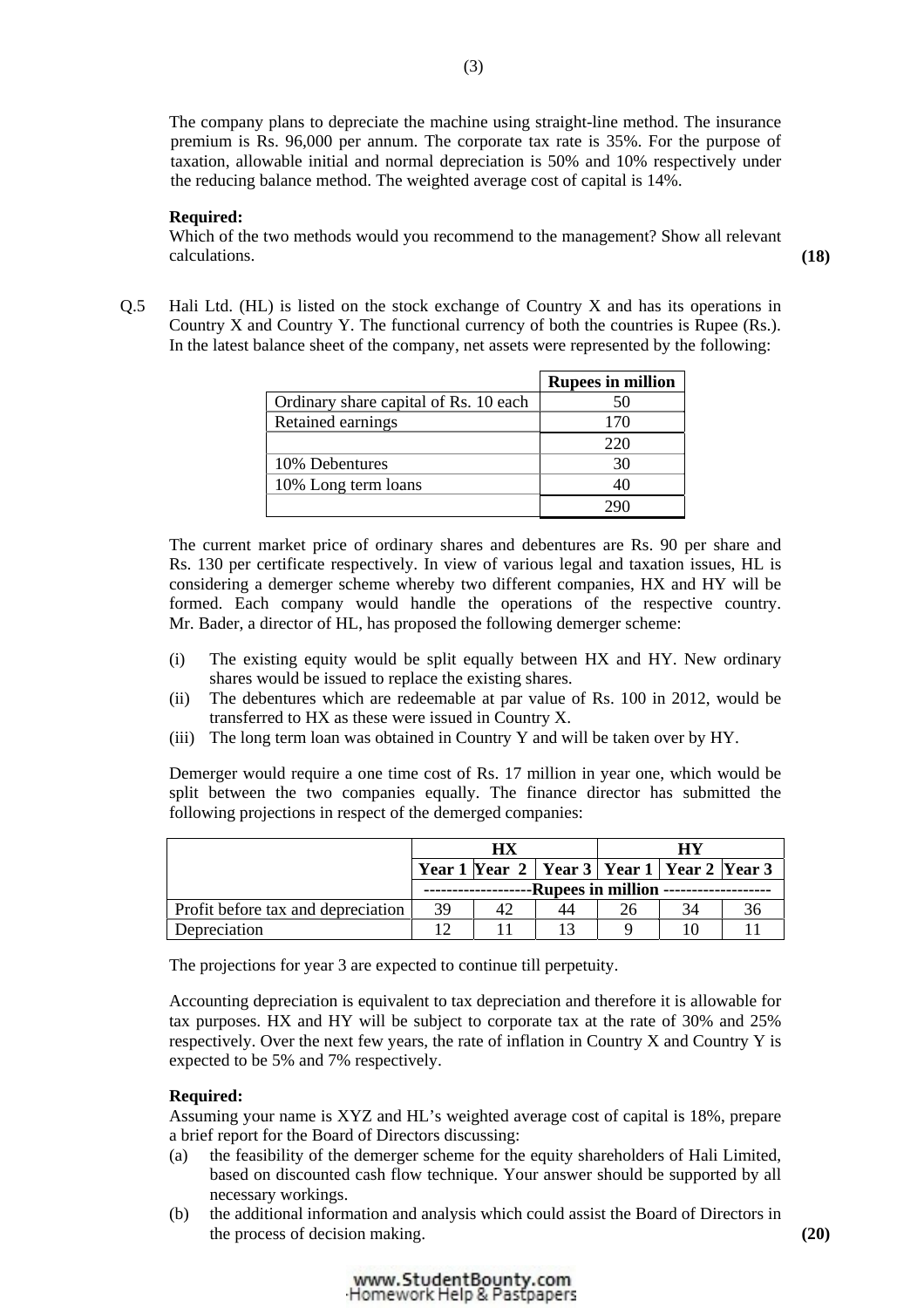The company plans to depreciate the machine using straight-line method. The insurance premium is Rs. 96,000 per annum. The corporate tax rate is 35%. For the purpose of taxation, allowable initial and normal depreciation is 50% and 10% respectively under the reducing balance method. The weighted average cost of capital is 14%.

**Required:**
Which of the two methods would you recommend to the management? Show all relevant calculations. **(18)**

Q.5 Hali Ltd. (HL) is listed on the stock exchange of Country X and has its operations in Country X and Country Y. The functional currency of both the countries is Rupee (Rs.). In the latest balance sheet of the company, net assets were represented by the following:

| | **Rupees in million** |
|---|---|
| Ordinary share capital of Rs. 10 each | 50 |
| Retained earnings | 170 |
| | 220 |
| 10% Debentures | 30 |
| 10% Long term loans | 40 |
| | 290 |

The current market price of ordinary shares and debentures are Rs. 90 per share and Rs. 130 per certificate respectively. In view of various legal and taxation issues, HL is considering a demerger scheme whereby two different companies, HX and HY will be formed. Each company would handle the operations of the respective country. Mr. Bader, a director of HL, has proposed the following demerger scheme:

(i) The existing equity would be split equally between HX and HY. New ordinary shares would be issued to replace the existing shares.
(ii) The debentures which are redeemable at par value of Rs. 100 in 2012, would be transferred to HX as these were issued in Country X.
(iii) The long term loan was obtained in Country Y and will be taken over by HY.

Demerger would require a one time cost of Rs. 17 million in year one, which would be split between the two companies equally. The finance director has submitted the following projections in respect of the demerged companies:

| | **HX** | | | **HY** | | |
|---|---|---|---|---|---|---|
| | **Year 1** | **Year 2** | **Year 3** | **Year 1** | **Year 2** | **Year 3** |
| | -------------------**Rupees in million** ------------------- | | | | | |
| Profit before tax and depreciation | 39 | 42 | 44 | 26 | 34 | 36 |
| Depreciation | 12 | 11 | 13 | 9 | 10 | 11 |

The projections for year 3 are expected to continue till perpetuity.

Accounting depreciation is equivalent to tax depreciation and therefore it is allowable for tax purposes. HX and HY will be subject to corporate tax at the rate of 30% and 25% respectively. Over the next few years, the rate of inflation in Country X and Country Y is expected to be 5% and 7% respectively.

**Required:**
Assuming your name is XYZ and HL's weighted average cost of capital is 18%, prepare a brief report for the Board of Directors discussing:

(a) the feasibility of the demerger scheme for the equity shareholders of Hali Limited, based on discounted cash flow technique. Your answer should be supported by all necessary workings.
(b) the additional information and analysis which could assist the Board of Directors in the process of decision making. **(20)**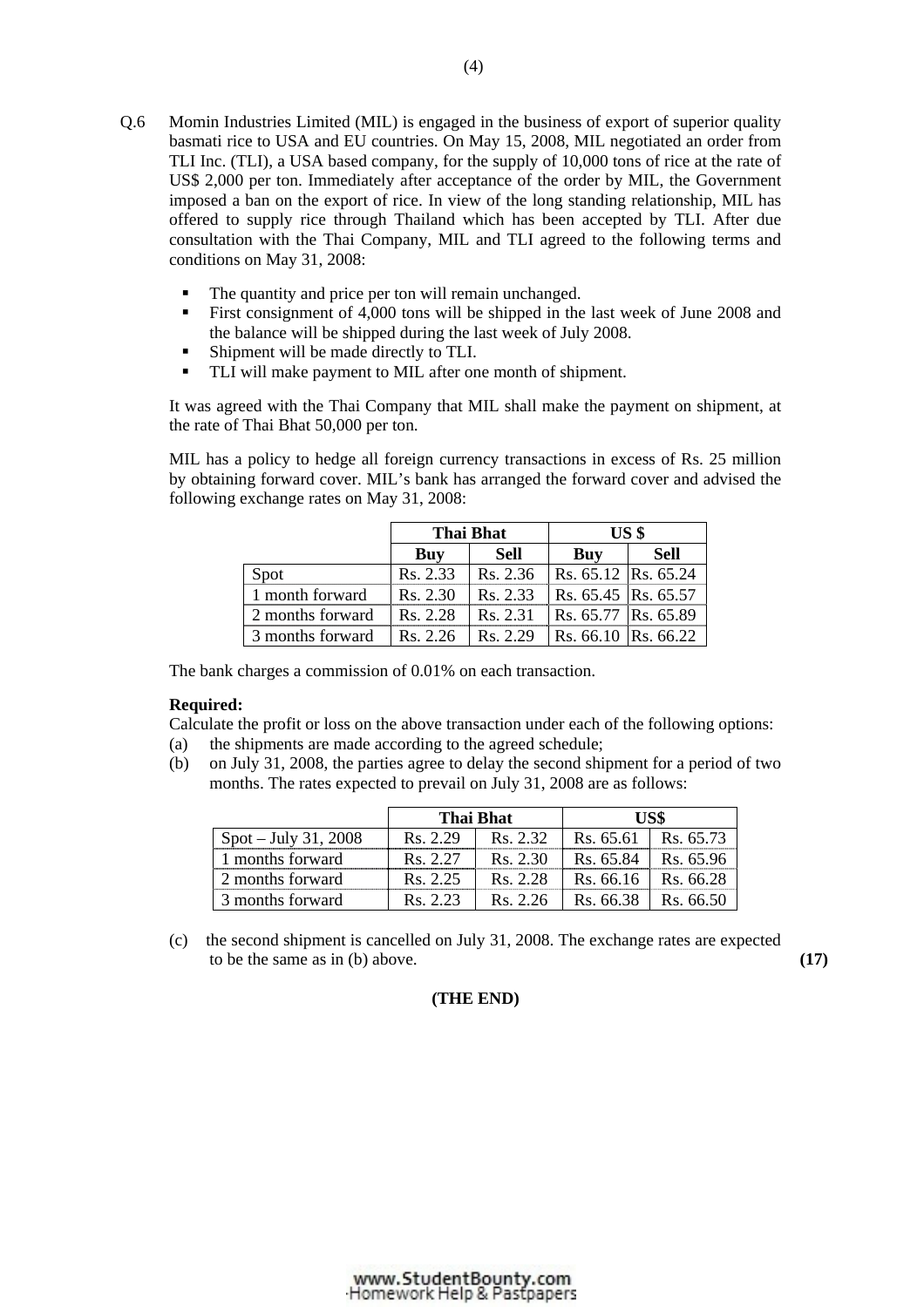Q.6 Momin Industries Limited (MIL) is engaged in the business of export of superior quality basmati rice to USA and EU countries. On May 15, 2008, MIL negotiated an order from TLI Inc. (TLI), a USA based company, for the supply of 10,000 tons of rice at the rate of US$ 2,000 per ton. Immediately after acceptance of the order by MIL, the Government imposed a ban on the export of rice. In view of the long standing relationship, MIL has offered to supply rice through Thailand which has been accepted by TLI. After due consultation with the Thai Company, MIL and TLI agreed to the following terms and conditions on May 31, 2008:

- The quantity and price per ton will remain unchanged.
- First consignment of 4,000 tons will be shipped in the last week of June 2008 and the balance will be shipped during the last week of July 2008.
- Shipment will be made directly to TLI.
- TLI will make payment to MIL after one month of shipment.

It was agreed with the Thai Company that MIL shall make the payment on shipment, at the rate of Thai Bhat 50,000 per ton.

MIL has a policy to hedge all foreign currency transactions in excess of Rs. 25 million by obtaining forward cover. MIL's bank has arranged the forward cover and advised the following exchange rates on May 31, 2008:

| | Thai Bhat | | US $ | |
|---|---|---|---|---|
| | **Buy** | **Sell** | **Buy** | **Sell** |
| Spot | Rs. 2.33 | Rs. 2.36 | Rs. 65.12 | Rs. 65.24 |
| 1 month forward | Rs. 2.30 | Rs. 2.33 | Rs. 65.45 | Rs. 65.57 |
| 2 months forward | Rs. 2.28 | Rs. 2.31 | Rs. 65.77 | Rs. 65.89 |
| 3 months forward | Rs. 2.26 | Rs. 2.29 | Rs. 66.10 | Rs. 66.22 |

The bank charges a commission of 0.01% on each transaction.

**Required:**

Calculate the profit or loss on the above transaction under each of the following options:

(a) the shipments are made according to the agreed schedule;

(b) on July 31, 2008, the parties agree to delay the second shipment for a period of two months. The rates expected to prevail on July 31, 2008 are as follows:

| | Thai Bhat | | US$ | |
|---|---|---|---|---|
| Spot – July 31, 2008 | Rs. 2.29 | Rs. 2.32 | Rs. 65.61 | Rs. 65.73 |
| 1 months forward | Rs. 2.27 | Rs. 2.30 | Rs. 65.84 | Rs. 65.96 |
| 2 months forward | Rs. 2.25 | Rs. 2.28 | Rs. 66.16 | Rs. 66.28 |
| 3 months forward | Rs. 2.23 | Rs. 2.26 | Rs. 66.38 | Rs. 66.50 |

(c) the second shipment is cancelled on July 31, 2008. The exchange rates are expected to be the same as in (b) above. **(17)**

**(THE END)**